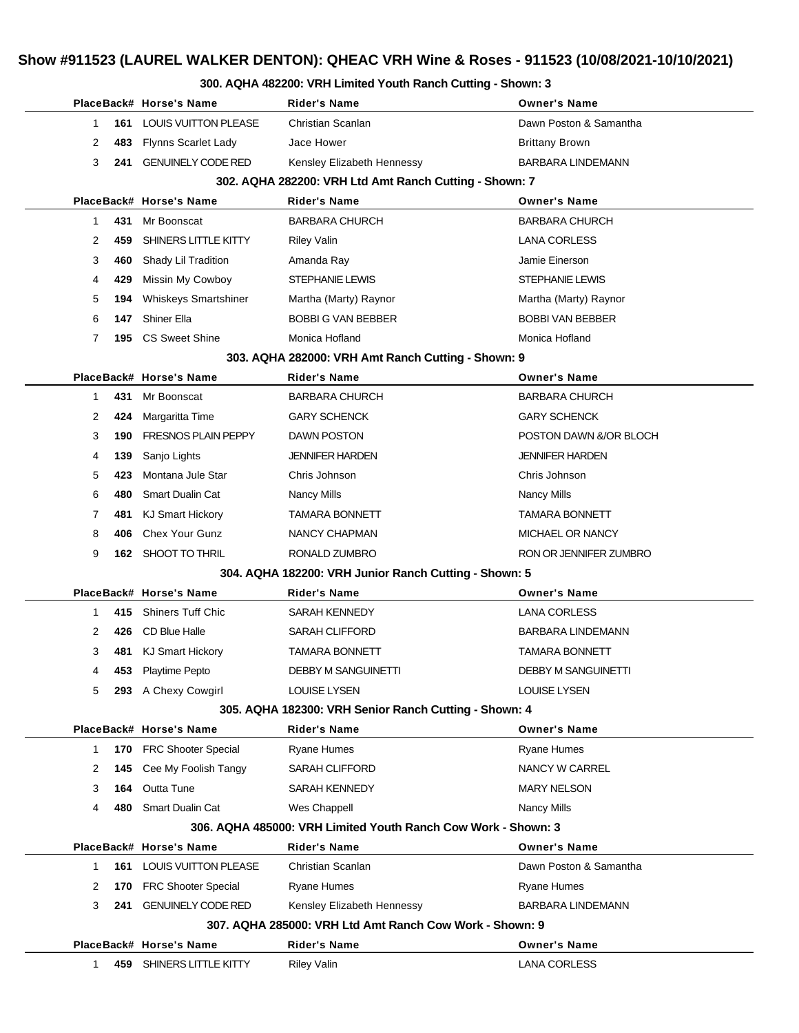# Show #911523 (LAUREL WALKER DENTON): QHEAC VRH Wine & Roses - 911523 (10/08/2021-10/10/2021)

### 300. AQHA 482200: VRH Limited Youth Ranch Cutting - Shown: 3

| Place | Back# | Horse's Name | Rider's Name | Owner's Name |
|---|---|---|---|---|
| 1 | 161 | LOUIS VUITTON PLEASE | Christian Scanlan | Dawn Poston & Samantha |
| 2 | 483 | Flynns Scarlet Lady | Jace Hower | Brittany Brown |
| 3 | 241 | GENUINELY CODE RED | Kensley Elizabeth Hennessy | BARBARA LINDEMANN |

### 302. AQHA 282200: VRH Ltd Amt Ranch Cutting - Shown: 7

| Place | Back# | Horse's Name | Rider's Name | Owner's Name |
|---|---|---|---|---|
| 1 | 431 | Mr Boonscat | BARBARA CHURCH | BARBARA CHURCH |
| 2 | 459 | SHINERS LITTLE KITTY | Riley Valin | LANA CORLESS |
| 3 | 460 | Shady Lil Tradition | Amanda Ray | Jamie Einerson |
| 4 | 429 | Missin My Cowboy | STEPHANIE LEWIS | STEPHANIE LEWIS |
| 5 | 194 | Whiskeys Smartshiner | Martha (Marty) Raynor | Martha (Marty) Raynor |
| 6 | 147 | Shiner Ella | BOBBI G VAN BEBBER | BOBBI VAN BEBBER |
| 7 | 195 | CS Sweet Shine | Monica Hofland | Monica Hofland |

### 303. AQHA 282000: VRH Amt Ranch Cutting - Shown: 9

| Place | Back# | Horse's Name | Rider's Name | Owner's Name |
|---|---|---|---|---|
| 1 | 431 | Mr Boonscat | BARBARA CHURCH | BARBARA CHURCH |
| 2 | 424 | Margaritta Time | GARY SCHENCK | GARY SCHENCK |
| 3 | 190 | FRESNOS PLAIN PEPPY | DAWN POSTON | POSTON DAWN &/OR BLOCH |
| 4 | 139 | Sanjo Lights | JENNIFER HARDEN | JENNIFER HARDEN |
| 5 | 423 | Montana Jule Star | Chris Johnson | Chris Johnson |
| 6 | 480 | Smart Dualin Cat | Nancy Mills | Nancy Mills |
| 7 | 481 | KJ Smart Hickory | TAMARA BONNETT | TAMARA BONNETT |
| 8 | 406 | Chex Your Gunz | NANCY CHAPMAN | MICHAEL OR NANCY |
| 9 | 162 | SHOOT TO THRIL | RONALD ZUMBRO | RON OR JENNIFER ZUMBRO |

### 304. AQHA 182200: VRH Junior Ranch Cutting - Shown: 5

| Place | Back# | Horse's Name | Rider's Name | Owner's Name |
|---|---|---|---|---|
| 1 | 415 | Shiners Tuff Chic | SARAH KENNEDY | LANA CORLESS |
| 2 | 426 | CD Blue Halle | SARAH CLIFFORD | BARBARA LINDEMANN |
| 3 | 481 | KJ Smart Hickory | TAMARA BONNETT | TAMARA BONNETT |
| 4 | 453 | Playtime Pepto | DEBBY M SANGUINETTI | DEBBY M SANGUINETTI |
| 5 | 293 | A Chexy Cowgirl | LOUISE LYSEN | LOUISE LYSEN |

### 305. AQHA 182300: VRH Senior Ranch Cutting - Shown: 4

| Place | Back# | Horse's Name | Rider's Name | Owner's Name |
|---|---|---|---|---|
| 1 | 170 | FRC Shooter Special | Ryane Humes | Ryane Humes |
| 2 | 145 | Cee My Foolish Tangy | SARAH CLIFFORD | NANCY W CARREL |
| 3 | 164 | Outta Tune | SARAH KENNEDY | MARY NELSON |
| 4 | 480 | Smart Dualin Cat | Wes Chappell | Nancy Mills |

### 306. AQHA 485000: VRH Limited Youth Ranch Cow Work - Shown: 3

| Place | Back# | Horse's Name | Rider's Name | Owner's Name |
|---|---|---|---|---|
| 1 | 161 | LOUIS VUITTON PLEASE | Christian Scanlan | Dawn Poston & Samantha |
| 2 | 170 | FRC Shooter Special | Ryane Humes | Ryane Humes |
| 3 | 241 | GENUINELY CODE RED | Kensley Elizabeth Hennessy | BARBARA LINDEMANN |

### 307. AQHA 285000: VRH Ltd Amt Ranch Cow Work - Shown: 9

| Place | Back# | Horse's Name | Rider's Name | Owner's Name |
|---|---|---|---|---|
| 1 | 459 | SHINERS LITTLE KITTY | Riley Valin | LANA CORLESS |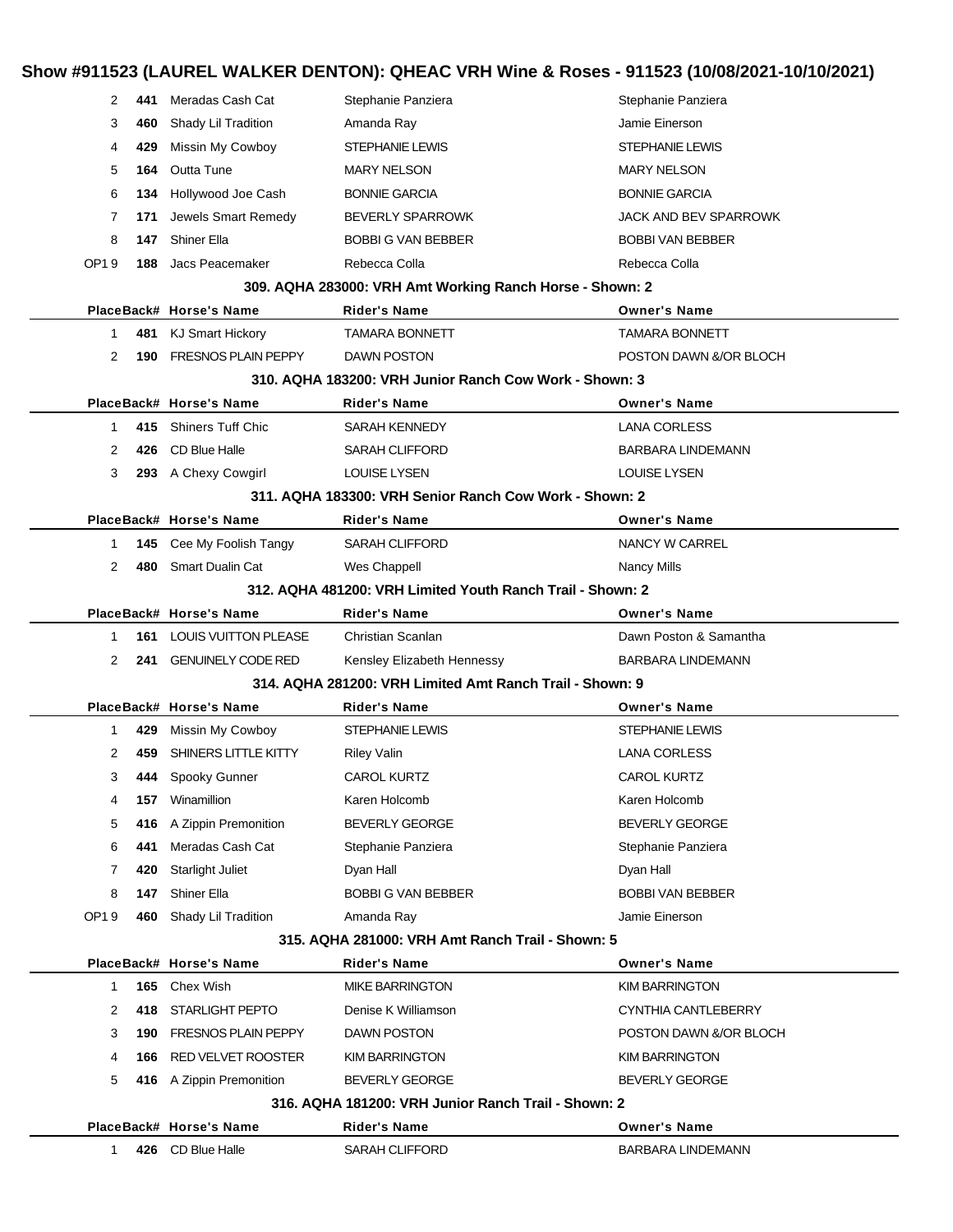## Show #911523 (LAUREL WALKER DENTON): QHEAC VRH Wine & Roses - 911523 (10/08/2021-10/10/2021)

| Place | Back# | Horse's Name | Rider's Name | Owner's Name |
|---|---|---|---|---|
| 2 | 441 | Meradas Cash Cat | Stephanie Panziera | Stephanie Panziera |
| 3 | 460 | Shady Lil Tradition | Amanda Ray | Jamie Einerson |
| 4 | 429 | Missin My Cowboy | STEPHANIE LEWIS | STEPHANIE LEWIS |
| 5 | 164 | Outta Tune | MARY NELSON | MARY NELSON |
| 6 | 134 | Hollywood Joe Cash | BONNIE GARCIA | BONNIE GARCIA |
| 7 | 171 | Jewels Smart Remedy | BEVERLY SPARROWK | JACK AND BEV SPARROWK |
| 8 | 147 | Shiner Ella | BOBBI G VAN BEBBER | BOBBI VAN BEBBER |
| OP1 9 | 188 | Jacs Peacemaker | Rebecca Colla | Rebecca Colla |

### 309. AQHA 283000: VRH Amt Working Ranch Horse - Shown: 2

| Place | Back# | Horse's Name | Rider's Name | Owner's Name |
|---|---|---|---|---|
| 1 | 481 | KJ Smart Hickory | TAMARA BONNETT | TAMARA BONNETT |
| 2 | 190 | FRESNOS PLAIN PEPPY | DAWN POSTON | POSTON DAWN &/OR BLOCH |

### 310. AQHA 183200: VRH Junior Ranch Cow Work - Shown: 3

| Place | Back# | Horse's Name | Rider's Name | Owner's Name |
|---|---|---|---|---|
| 1 | 415 | Shiners Tuff Chic | SARAH KENNEDY | LANA CORLESS |
| 2 | 426 | CD Blue Halle | SARAH CLIFFORD | BARBARA LINDEMANN |
| 3 | 293 | A Chexy Cowgirl | LOUISE LYSEN | LOUISE LYSEN |

### 311. AQHA 183300: VRH Senior Ranch Cow Work - Shown: 2

| Place | Back# | Horse's Name | Rider's Name | Owner's Name |
|---|---|---|---|---|
| 1 | 145 | Cee My Foolish Tangy | SARAH CLIFFORD | NANCY W CARREL |
| 2 | 480 | Smart Dualin Cat | Wes Chappell | Nancy Mills |

### 312. AQHA 481200: VRH Limited Youth Ranch Trail - Shown: 2

| Place | Back# | Horse's Name | Rider's Name | Owner's Name |
|---|---|---|---|---|
| 1 | 161 | LOUIS VUITTON PLEASE | Christian Scanlan | Dawn Poston & Samantha |
| 2 | 241 | GENUINELY CODE RED | Kensley Elizabeth Hennessy | BARBARA LINDEMANN |

### 314. AQHA 281200: VRH Limited Amt Ranch Trail - Shown: 9

| Place | Back# | Horse's Name | Rider's Name | Owner's Name |
|---|---|---|---|---|
| 1 | 429 | Missin My Cowboy | STEPHANIE LEWIS | STEPHANIE LEWIS |
| 2 | 459 | SHINERS LITTLE KITTY | Riley Valin | LANA CORLESS |
| 3 | 444 | Spooky Gunner | CAROL KURTZ | CAROL KURTZ |
| 4 | 157 | Winamillion | Karen Holcomb | Karen Holcomb |
| 5 | 416 | A Zippin Premonition | BEVERLY GEORGE | BEVERLY GEORGE |
| 6 | 441 | Meradas Cash Cat | Stephanie Panziera | Stephanie Panziera |
| 7 | 420 | Starlight Juliet | Dyan Hall | Dyan Hall |
| 8 | 147 | Shiner Ella | BOBBI G VAN BEBBER | BOBBI VAN BEBBER |
| OP1 9 | 460 | Shady Lil Tradition | Amanda Ray | Jamie Einerson |

### 315. AQHA 281000: VRH Amt Ranch Trail - Shown: 5

| Place | Back# | Horse's Name | Rider's Name | Owner's Name |
|---|---|---|---|---|
| 1 | 165 | Chex Wish | MIKE BARRINGTON | KIM BARRINGTON |
| 2 | 418 | STARLIGHT PEPTO | Denise K Williamson | CYNTHIA CANTLEBERRY |
| 3 | 190 | FRESNOS PLAIN PEPPY | DAWN POSTON | POSTON DAWN &/OR BLOCH |
| 4 | 166 | RED VELVET ROOSTER | KIM BARRINGTON | KIM BARRINGTON |
| 5 | 416 | A Zippin Premonition | BEVERLY GEORGE | BEVERLY GEORGE |

### 316. AQHA 181200: VRH Junior Ranch Trail - Shown: 2

| Place | Back# | Horse's Name | Rider's Name | Owner's Name |
|---|---|---|---|---|
| 1 | 426 | CD Blue Halle | SARAH CLIFFORD | BARBARA LINDEMANN |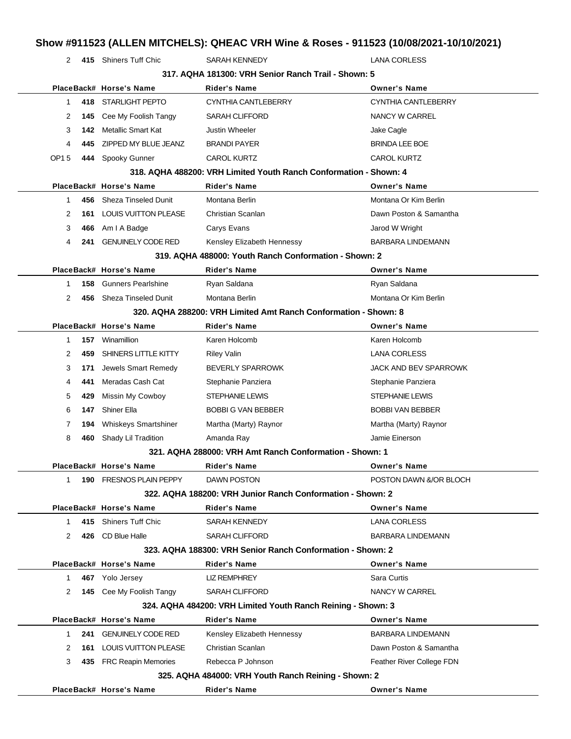| | | | | |
|---|---|---|---|---|
| 2 | 415 | Shiners Tuff Chic | SARAH KENNEDY | LANA CORLESS |

### 317. AQHA 181300: VRH Senior Ranch Trail - Shown: 5

| Place | Back# | Horse's Name | Rider's Name | Owner's Name |
|---|---|---|---|---|
| 1 | 418 | STARLIGHT PEPTO | CYNTHIA CANTLEBERRY | CYNTHIA CANTLEBERRY |
| 2 | 145 | Cee My Foolish Tangy | SARAH CLIFFORD | NANCY W CARREL |
| 3 | 142 | Metallic Smart Kat | Justin Wheeler | Jake Cagle |
| 4 | 445 | ZIPPED MY BLUE JEANZ | BRANDI PAYER | BRINDA LEE BOE |
| OP1 5 | 444 | Spooky Gunner | CAROL KURTZ | CAROL KURTZ |

### 318. AQHA 488200: VRH Limited Youth Ranch Conformation - Shown: 4

| Place | Back# | Horse's Name | Rider's Name | Owner's Name |
|---|---|---|---|---|
| 1 | 456 | Sheza Tinseled Dunit | Montana Berlin | Montana Or Kim Berlin |
| 2 | 161 | LOUIS VUITTON PLEASE | Christian Scanlan | Dawn Poston & Samantha |
| 3 | 466 | Am I A Badge | Carys Evans | Jarod W Wright |
| 4 | 241 | GENUINELY CODE RED | Kensley Elizabeth Hennessy | BARBARA LINDEMANN |

### 319. AQHA 488000: Youth Ranch Conformation - Shown: 2

| Place | Back# | Horse's Name | Rider's Name | Owner's Name |
|---|---|---|---|---|
| 1 | 158 | Gunners Pearlshine | Ryan Saldana | Ryan Saldana |
| 2 | 456 | Sheza Tinseled Dunit | Montana Berlin | Montana Or Kim Berlin |

### 320. AQHA 288200: VRH Limited Amt Ranch Conformation - Shown: 8

| Place | Back# | Horse's Name | Rider's Name | Owner's Name |
|---|---|---|---|---|
| 1 | 157 | Winamillion | Karen Holcomb | Karen Holcomb |
| 2 | 459 | SHINERS LITTLE KITTY | Riley Valin | LANA CORLESS |
| 3 | 171 | Jewels Smart Remedy | BEVERLY SPARROWK | JACK AND BEV SPARROWK |
| 4 | 441 | Meradas Cash Cat | Stephanie Panziera | Stephanie Panziera |
| 5 | 429 | Missin My Cowboy | STEPHANIE LEWIS | STEPHANIE LEWIS |
| 6 | 147 | Shiner Ella | BOBBI G VAN BEBBER | BOBBI VAN BEBBER |
| 7 | 194 | Whiskeys Smartshiner | Martha (Marty) Raynor | Martha (Marty) Raynor |
| 8 | 460 | Shady Lil Tradition | Amanda Ray | Jamie Einerson |

### 321. AQHA 288000: VRH Amt Ranch Conformation - Shown: 1

| Place | Back# | Horse's Name | Rider's Name | Owner's Name |
|---|---|---|---|---|
| 1 | 190 | FRESNOS PLAIN PEPPY | DAWN POSTON | POSTON DAWN &/OR BLOCH |

### 322. AQHA 188200: VRH Junior Ranch Conformation - Shown: 2

| Place | Back# | Horse's Name | Rider's Name | Owner's Name |
|---|---|---|---|---|
| 1 | 415 | Shiners Tuff Chic | SARAH KENNEDY | LANA CORLESS |
| 2 | 426 | CD Blue Halle | SARAH CLIFFORD | BARBARA LINDEMANN |

### 323. AQHA 188300: VRH Senior Ranch Conformation - Shown: 2

| Place | Back# | Horse's Name | Rider's Name | Owner's Name |
|---|---|---|---|---|
| 1 | 467 | Yolo Jersey | LIZ REMPHREY | Sara Curtis |
| 2 | 145 | Cee My Foolish Tangy | SARAH CLIFFORD | NANCY W CARREL |

### 324. AQHA 484200: VRH Limited Youth Ranch Reining - Shown: 3

| Place | Back# | Horse's Name | Rider's Name | Owner's Name |
|---|---|---|---|---|
| 1 | 241 | GENUINELY CODE RED | Kensley Elizabeth Hennessy | BARBARA LINDEMANN |
| 2 | 161 | LOUIS VUITTON PLEASE | Christian Scanlan | Dawn Poston & Samantha |
| 3 | 435 | FRC Reapin Memories | Rebecca P Johnson | Feather River College FDN |

### 325. AQHA 484000: VRH Youth Ranch Reining - Shown: 2

| Place | Back# | Horse's Name | Rider's Name | Owner's Name |
|---|---|---|---|---|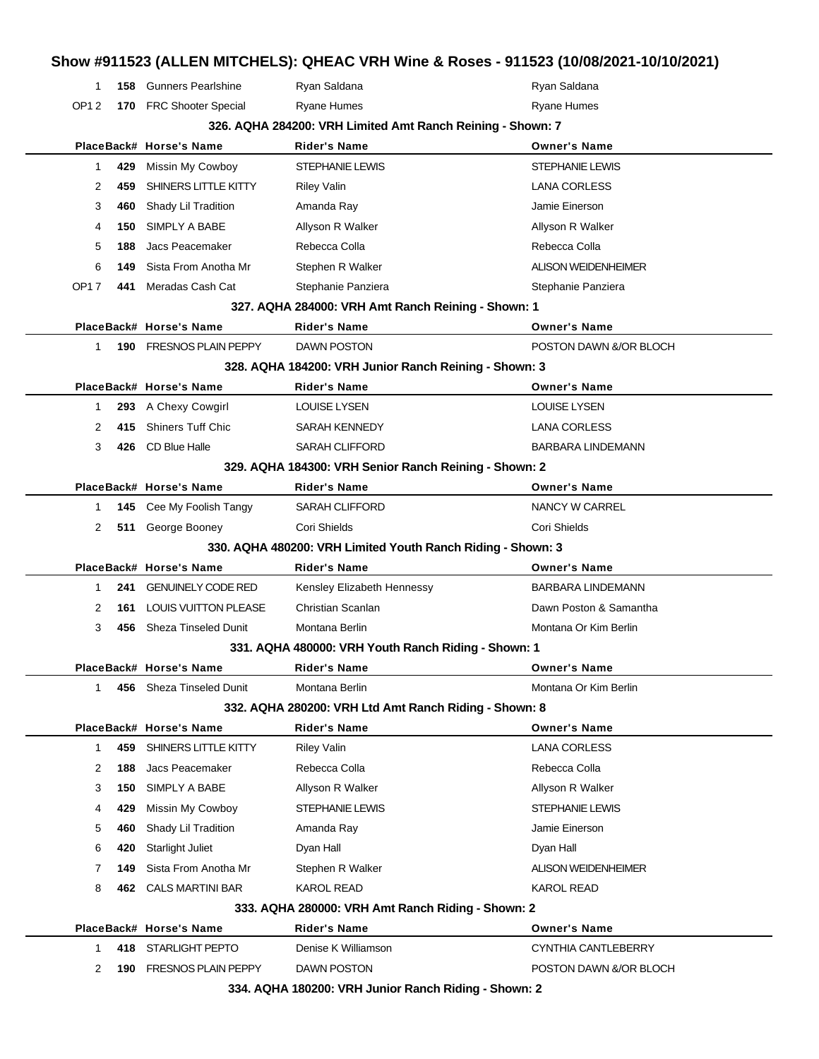| Place | Back# | Horse's Name | Rider's Name | Owner's Name |
|---|---|---|---|---|
| 1 | **158** | Gunners Pearlshine | Ryan Saldana | Ryan Saldana |
| OP1 2 | **170** | FRC Shooter Special | Ryane Humes | Ryane Humes |

### 326. AQHA 284200: VRH Limited Amt Ranch Reining - Shown: 7

| Place | Back# | Horse's Name | Rider's Name | Owner's Name |
|---|---|---|---|---|
| 1 | **429** | Missin My Cowboy | STEPHANIE LEWIS | STEPHANIE LEWIS |
| 2 | **459** | SHINERS LITTLE KITTY | Riley Valin | LANA CORLESS |
| 3 | **460** | Shady Lil Tradition | Amanda Ray | Jamie Einerson |
| 4 | **150** | SIMPLY A BABE | Allyson R Walker | Allyson R Walker |
| 5 | **188** | Jacs Peacemaker | Rebecca Colla | Rebecca Colla |
| 6 | **149** | Sista From Anotha Mr | Stephen R Walker | ALISON WEIDENHEIMER |
| OP1 7 | **441** | Meradas Cash Cat | Stephanie Panziera | Stephanie Panziera |

### 327. AQHA 284000: VRH Amt Ranch Reining - Shown: 1

| Place | Back# | Horse's Name | Rider's Name | Owner's Name |
|---|---|---|---|---|
| 1 | **190** | FRESNOS PLAIN PEPPY | DAWN POSTON | POSTON DAWN &/OR BLOCH |

### 328. AQHA 184200: VRH Junior Ranch Reining - Shown: 3

| Place | Back# | Horse's Name | Rider's Name | Owner's Name |
|---|---|---|---|---|
| 1 | **293** | A Chexy Cowgirl | LOUISE LYSEN | LOUISE LYSEN |
| 2 | **415** | Shiners Tuff Chic | SARAH KENNEDY | LANA CORLESS |
| 3 | **426** | CD Blue Halle | SARAH CLIFFORD | BARBARA LINDEMANN |

### 329. AQHA 184300: VRH Senior Ranch Reining - Shown: 2

| Place | Back# | Horse's Name | Rider's Name | Owner's Name |
|---|---|---|---|---|
| 1 | **145** | Cee My Foolish Tangy | SARAH CLIFFORD | NANCY W CARREL |
| 2 | **511** | George Booney | Cori Shields | Cori Shields |

### 330. AQHA 480200: VRH Limited Youth Ranch Riding - Shown: 3

| Place | Back# | Horse's Name | Rider's Name | Owner's Name |
|---|---|---|---|---|
| 1 | **241** | GENUINELY CODE RED | Kensley Elizabeth Hennessy | BARBARA LINDEMANN |
| 2 | **161** | LOUIS VUITTON PLEASE | Christian Scanlan | Dawn Poston & Samantha |
| 3 | **456** | Sheza Tinseled Dunit | Montana Berlin | Montana Or Kim Berlin |

### 331. AQHA 480000: VRH Youth Ranch Riding - Shown: 1

| Place | Back# | Horse's Name | Rider's Name | Owner's Name |
|---|---|---|---|---|
| 1 | **456** | Sheza Tinseled Dunit | Montana Berlin | Montana Or Kim Berlin |

### 332. AQHA 280200: VRH Ltd Amt Ranch Riding - Shown: 8

| Place | Back# | Horse's Name | Rider's Name | Owner's Name |
|---|---|---|---|---|
| 1 | **459** | SHINERS LITTLE KITTY | Riley Valin | LANA CORLESS |
| 2 | **188** | Jacs Peacemaker | Rebecca Colla | Rebecca Colla |
| 3 | **150** | SIMPLY A BABE | Allyson R Walker | Allyson R Walker |
| 4 | **429** | Missin My Cowboy | STEPHANIE LEWIS | STEPHANIE LEWIS |
| 5 | **460** | Shady Lil Tradition | Amanda Ray | Jamie Einerson |
| 6 | **420** | Starlight Juliet | Dyan Hall | Dyan Hall |
| 7 | **149** | Sista From Anotha Mr | Stephen R Walker | ALISON WEIDENHEIMER |
| 8 | **462** | CALS MARTINI BAR | KAROL READ | KAROL READ |

### 333. AQHA 280000: VRH Amt Ranch Riding - Shown: 2

| Place | Back# | Horse's Name | Rider's Name | Owner's Name |
|---|---|---|---|---|
| 1 | **418** | STARLIGHT PEPTO | Denise K Williamson | CYNTHIA CANTLEBERRY |
| 2 | **190** | FRESNOS PLAIN PEPPY | DAWN POSTON | POSTON DAWN &/OR BLOCH |

### 334. AQHA 180200: VRH Junior Ranch Riding - Shown: 2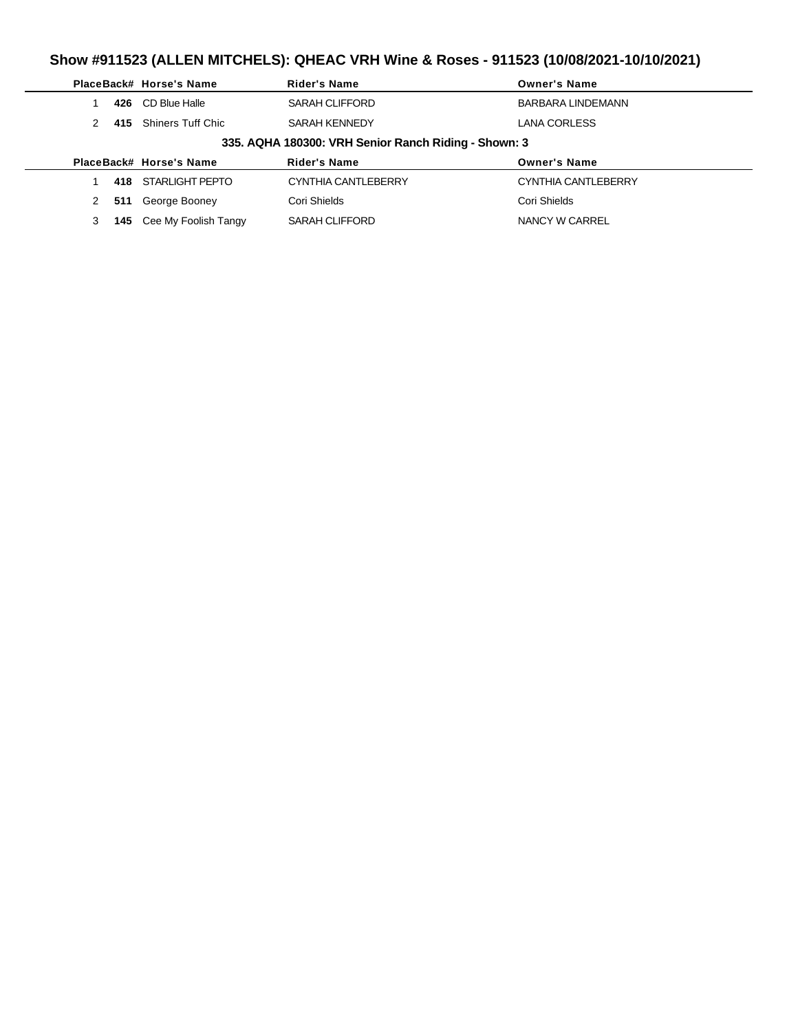# Show #911523 (ALLEN MITCHELS): QHEAC VRH Wine & Roses - 911523 (10/08/2021-10/10/2021)

| Place | Back# | Horse's Name | Rider's Name | Owner's Name |
|---|---|---|---|---|
| 1 | **426** | CD Blue Halle | SARAH CLIFFORD | BARBARA LINDEMANN |
| 2 | **415** | Shiners Tuff Chic | SARAH KENNEDY | LANA CORLESS |

### 335. AQHA 180300: VRH Senior Ranch Riding - Shown: 3

| Place | Back# | Horse's Name | Rider's Name | Owner's Name |
|---|---|---|---|---|
| 1 | **418** | STARLIGHT PEPTO | CYNTHIA CANTLEBERRY | CYNTHIA CANTLEBERRY |
| 2 | **511** | George Booney | Cori Shields | Cori Shields |
| 3 | **145** | Cee My Foolish Tangy | SARAH CLIFFORD | NANCY W CARREL |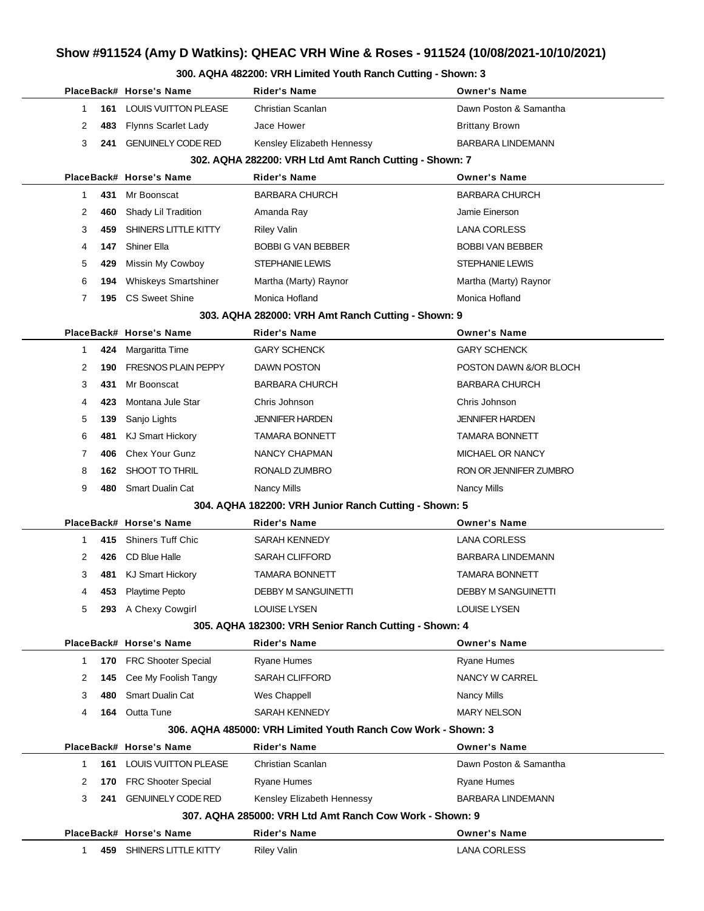## Show #911524 (Amy D Watkins): QHEAC VRH Wine & Roses - 911524 (10/08/2021-10/10/2021)

### 300. AQHA 482200: VRH Limited Youth Ranch Cutting - Shown: 3

| Place | Back# | Horse's Name | Rider's Name | Owner's Name |
|---|---|---|---|---|
| 1 | 161 | LOUIS VUITTON PLEASE | Christian Scanlan | Dawn Poston & Samantha |
| 2 | 483 | Flynns Scarlet Lady | Jace Hower | Brittany Brown |
| 3 | 241 | GENUINELY CODE RED | Kensley Elizabeth Hennessy | BARBARA LINDEMANN |

### 302. AQHA 282200: VRH Ltd Amt Ranch Cutting - Shown: 7

| Place | Back# | Horse's Name | Rider's Name | Owner's Name |
|---|---|---|---|---|
| 1 | 431 | Mr Boonscat | BARBARA CHURCH | BARBARA CHURCH |
| 2 | 460 | Shady Lil Tradition | Amanda Ray | Jamie Einerson |
| 3 | 459 | SHINERS LITTLE KITTY | Riley Valin | LANA CORLESS |
| 4 | 147 | Shiner Ella | BOBBI G VAN BEBBER | BOBBI VAN BEBBER |
| 5 | 429 | Missin My Cowboy | STEPHANIE LEWIS | STEPHANIE LEWIS |
| 6 | 194 | Whiskeys Smartshiner | Martha (Marty) Raynor | Martha (Marty) Raynor |
| 7 | 195 | CS Sweet Shine | Monica Hofland | Monica Hofland |

### 303. AQHA 282000: VRH Amt Ranch Cutting - Shown: 9

| Place | Back# | Horse's Name | Rider's Name | Owner's Name |
|---|---|---|---|---|
| 1 | 424 | Margaritta Time | GARY SCHENCK | GARY SCHENCK |
| 2 | 190 | FRESNOS PLAIN PEPPY | DAWN POSTON | POSTON DAWN &/OR BLOCH |
| 3 | 431 | Mr Boonscat | BARBARA CHURCH | BARBARA CHURCH |
| 4 | 423 | Montana Jule Star | Chris Johnson | Chris Johnson |
| 5 | 139 | Sanjo Lights | JENNIFER HARDEN | JENNIFER HARDEN |
| 6 | 481 | KJ Smart Hickory | TAMARA BONNETT | TAMARA BONNETT |
| 7 | 406 | Chex Your Gunz | NANCY CHAPMAN | MICHAEL OR NANCY |
| 8 | 162 | SHOOT TO THRIL | RONALD ZUMBRO | RON OR JENNIFER ZUMBRO |
| 9 | 480 | Smart Dualin Cat | Nancy Mills | Nancy Mills |

### 304. AQHA 182200: VRH Junior Ranch Cutting - Shown: 5

| Place | Back# | Horse's Name | Rider's Name | Owner's Name |
|---|---|---|---|---|
| 1 | 415 | Shiners Tuff Chic | SARAH KENNEDY | LANA CORLESS |
| 2 | 426 | CD Blue Halle | SARAH CLIFFORD | BARBARA LINDEMANN |
| 3 | 481 | KJ Smart Hickory | TAMARA BONNETT | TAMARA BONNETT |
| 4 | 453 | Playtime Pepto | DEBBY M SANGUINETTI | DEBBY M SANGUINETTI |
| 5 | 293 | A Chexy Cowgirl | LOUISE LYSEN | LOUISE LYSEN |

### 305. AQHA 182300: VRH Senior Ranch Cutting - Shown: 4

| Place | Back# | Horse's Name | Rider's Name | Owner's Name |
|---|---|---|---|---|
| 1 | 170 | FRC Shooter Special | Ryane Humes | Ryane Humes |
| 2 | 145 | Cee My Foolish Tangy | SARAH CLIFFORD | NANCY W CARREL |
| 3 | 480 | Smart Dualin Cat | Wes Chappell | Nancy Mills |
| 4 | 164 | Outta Tune | SARAH KENNEDY | MARY NELSON |

### 306. AQHA 485000: VRH Limited Youth Ranch Cow Work - Shown: 3

| Place | Back# | Horse's Name | Rider's Name | Owner's Name |
|---|---|---|---|---|
| 1 | 161 | LOUIS VUITTON PLEASE | Christian Scanlan | Dawn Poston & Samantha |
| 2 | 170 | FRC Shooter Special | Ryane Humes | Ryane Humes |
| 3 | 241 | GENUINELY CODE RED | Kensley Elizabeth Hennessy | BARBARA LINDEMANN |

### 307. AQHA 285000: VRH Ltd Amt Ranch Cow Work - Shown: 9

| Place | Back# | Horse's Name | Rider's Name | Owner's Name |
|---|---|---|---|---|
| 1 | 459 | SHINERS LITTLE KITTY | Riley Valin | LANA CORLESS |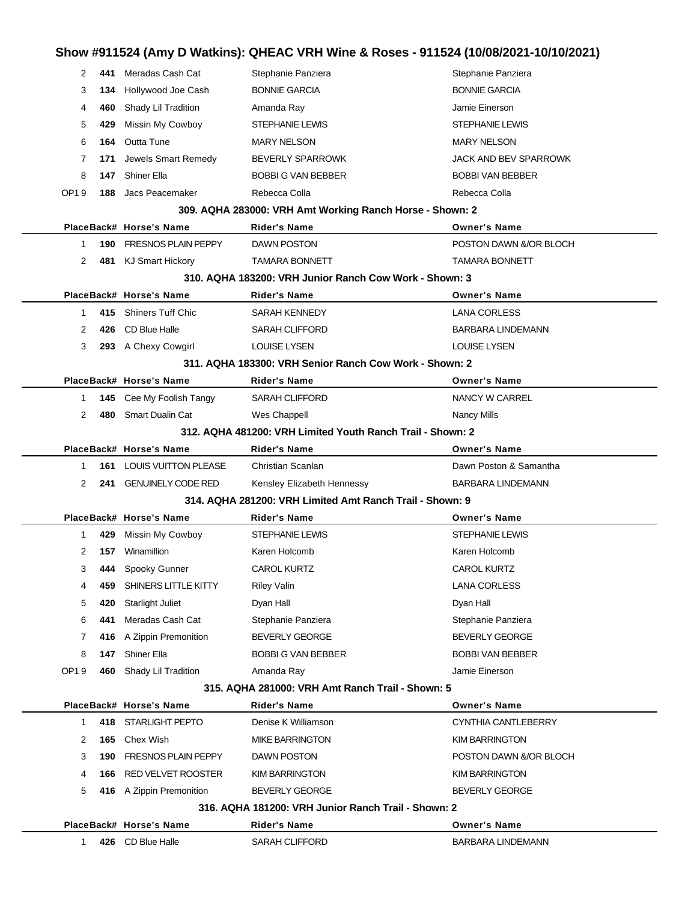# Show #911524 (Amy D Watkins): QHEAC VRH Wine & Roses - 911524 (10/08/2021-10/10/2021)

| Place | Back# | Horse's Name | Rider's Name | Owner's Name |
|---|---|---|---|---|
| 2 | 441 | Meradas Cash Cat | Stephanie Panziera | Stephanie Panziera |
| 3 | 134 | Hollywood Joe Cash | BONNIE GARCIA | BONNIE GARCIA |
| 4 | 460 | Shady Lil Tradition | Amanda Ray | Jamie Einerson |
| 5 | 429 | Missin My Cowboy | STEPHANIE LEWIS | STEPHANIE LEWIS |
| 6 | 164 | Outta Tune | MARY NELSON | MARY NELSON |
| 7 | 171 | Jewels Smart Remedy | BEVERLY SPARROWK | JACK AND BEV SPARROWK |
| 8 | 147 | Shiner Ella | BOBBI G VAN BEBBER | BOBBI VAN BEBBER |
| OP1 9 | 188 | Jacs Peacemaker | Rebecca Colla | Rebecca Colla |

### 309. AQHA 283000: VRH Amt Working Ranch Horse - Shown: 2

| Place | Back# | Horse's Name | Rider's Name | Owner's Name |
|---|---|---|---|---|
| 1 | 190 | FRESNOS PLAIN PEPPY | DAWN POSTON | POSTON DAWN &/OR BLOCH |
| 2 | 481 | KJ Smart Hickory | TAMARA BONNETT | TAMARA BONNETT |

### 310. AQHA 183200: VRH Junior Ranch Cow Work - Shown: 3

| Place | Back# | Horse's Name | Rider's Name | Owner's Name |
|---|---|---|---|---|
| 1 | 415 | Shiners Tuff Chic | SARAH KENNEDY | LANA CORLESS |
| 2 | 426 | CD Blue Halle | SARAH CLIFFORD | BARBARA LINDEMANN |
| 3 | 293 | A Chexy Cowgirl | LOUISE LYSEN | LOUISE LYSEN |

### 311. AQHA 183300: VRH Senior Ranch Cow Work - Shown: 2

| Place | Back# | Horse's Name | Rider's Name | Owner's Name |
|---|---|---|---|---|
| 1 | 145 | Cee My Foolish Tangy | SARAH CLIFFORD | NANCY W CARREL |
| 2 | 480 | Smart Dualin Cat | Wes Chappell | Nancy Mills |

### 312. AQHA 481200: VRH Limited Youth Ranch Trail - Shown: 2

| Place | Back# | Horse's Name | Rider's Name | Owner's Name |
|---|---|---|---|---|
| 1 | 161 | LOUIS VUITTON PLEASE | Christian Scanlan | Dawn Poston & Samantha |
| 2 | 241 | GENUINELY CODE RED | Kensley Elizabeth Hennessy | BARBARA LINDEMANN |

### 314. AQHA 281200: VRH Limited Amt Ranch Trail - Shown: 9

| Place | Back# | Horse's Name | Rider's Name | Owner's Name |
|---|---|---|---|---|
| 1 | 429 | Missin My Cowboy | STEPHANIE LEWIS | STEPHANIE LEWIS |
| 2 | 157 | Winamillion | Karen Holcomb | Karen Holcomb |
| 3 | 444 | Spooky Gunner | CAROL KURTZ | CAROL KURTZ |
| 4 | 459 | SHINERS LITTLE KITTY | Riley Valin | LANA CORLESS |
| 5 | 420 | Starlight Juliet | Dyan Hall | Dyan Hall |
| 6 | 441 | Meradas Cash Cat | Stephanie Panziera | Stephanie Panziera |
| 7 | 416 | A Zippin Premonition | BEVERLY GEORGE | BEVERLY GEORGE |
| 8 | 147 | Shiner Ella | BOBBI G VAN BEBBER | BOBBI VAN BEBBER |
| OP1 9 | 460 | Shady Lil Tradition | Amanda Ray | Jamie Einerson |

### 315. AQHA 281000: VRH Amt Ranch Trail - Shown: 5

| Place | Back# | Horse's Name | Rider's Name | Owner's Name |
|---|---|---|---|---|
| 1 | 418 | STARLIGHT PEPTO | Denise K Williamson | CYNTHIA CANTLEBERRY |
| 2 | 165 | Chex Wish | MIKE BARRINGTON | KIM BARRINGTON |
| 3 | 190 | FRESNOS PLAIN PEPPY | DAWN POSTON | POSTON DAWN &/OR BLOCH |
| 4 | 166 | RED VELVET ROOSTER | KIM BARRINGTON | KIM BARRINGTON |
| 5 | 416 | A Zippin Premonition | BEVERLY GEORGE | BEVERLY GEORGE |

### 316. AQHA 181200: VRH Junior Ranch Trail - Shown: 2

| Place | Back# | Horse's Name | Rider's Name | Owner's Name |
|---|---|---|---|---|
| 1 | 426 | CD Blue Halle | SARAH CLIFFORD | BARBARA LINDEMANN |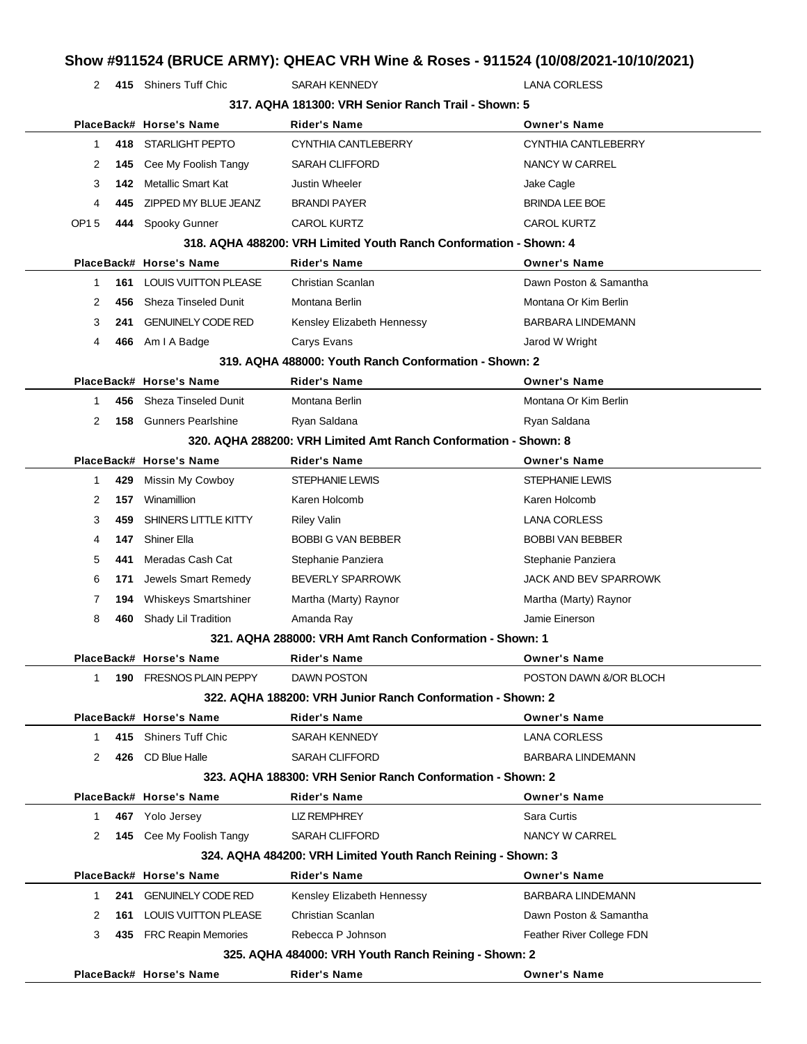# Show #911524 (BRUCE ARMY): QHEAC VRH Wine & Roses - 911524 (10/08/2021-10/10/2021)

| Place | Back# | Horse's Name | Rider's Name | Owner's Name |
|---|---|---|---|---|
| 2 | 415 | Shiners Tuff Chic | SARAH KENNEDY | LANA CORLESS |

### 317. AQHA 181300: VRH Senior Ranch Trail - Shown: 5

| Place | Back# | Horse's Name | Rider's Name | Owner's Name |
|---|---|---|---|---|
| 1 | 418 | STARLIGHT PEPTO | CYNTHIA CANTLEBERRY | CYNTHIA CANTLEBERRY |
| 2 | 145 | Cee My Foolish Tangy | SARAH CLIFFORD | NANCY W CARREL |
| 3 | 142 | Metallic Smart Kat | Justin Wheeler | Jake Cagle |
| 4 | 445 | ZIPPED MY BLUE JEANZ | BRANDI PAYER | BRINDA LEE BOE |
| OP1 5 | 444 | Spooky Gunner | CAROL KURTZ | CAROL KURTZ |

### 318. AQHA 488200: VRH Limited Youth Ranch Conformation - Shown: 4

| Place | Back# | Horse's Name | Rider's Name | Owner's Name |
|---|---|---|---|---|
| 1 | 161 | LOUIS VUITTON PLEASE | Christian Scanlan | Dawn Poston & Samantha |
| 2 | 456 | Sheza Tinseled Dunit | Montana Berlin | Montana Or Kim Berlin |
| 3 | 241 | GENUINELY CODE RED | Kensley Elizabeth Hennessy | BARBARA LINDEMANN |
| 4 | 466 | Am I A Badge | Carys Evans | Jarod W Wright |

### 319. AQHA 488000: Youth Ranch Conformation - Shown: 2

| Place | Back# | Horse's Name | Rider's Name | Owner's Name |
|---|---|---|---|---|
| 1 | 456 | Sheza Tinseled Dunit | Montana Berlin | Montana Or Kim Berlin |
| 2 | 158 | Gunners Pearlshine | Ryan Saldana | Ryan Saldana |

### 320. AQHA 288200: VRH Limited Amt Ranch Conformation - Shown: 8

| Place | Back# | Horse's Name | Rider's Name | Owner's Name |
|---|---|---|---|---|
| 1 | 429 | Missin My Cowboy | STEPHANIE LEWIS | STEPHANIE LEWIS |
| 2 | 157 | Winamillion | Karen Holcomb | Karen Holcomb |
| 3 | 459 | SHINERS LITTLE KITTY | Riley Valin | LANA CORLESS |
| 4 | 147 | Shiner Ella | BOBBI G VAN BEBBER | BOBBI VAN BEBBER |
| 5 | 441 | Meradas Cash Cat | Stephanie Panziera | Stephanie Panziera |
| 6 | 171 | Jewels Smart Remedy | BEVERLY SPARROWK | JACK AND BEV SPARROWK |
| 7 | 194 | Whiskeys Smartshiner | Martha (Marty) Raynor | Martha (Marty) Raynor |
| 8 | 460 | Shady Lil Tradition | Amanda Ray | Jamie Einerson |

### 321. AQHA 288000: VRH Amt Ranch Conformation - Shown: 1

| Place | Back# | Horse's Name | Rider's Name | Owner's Name |
|---|---|---|---|---|
| 1 | 190 | FRESNOS PLAIN PEPPY | DAWN POSTON | POSTON DAWN &OR BLOCH |

### 322. AQHA 188200: VRH Junior Ranch Conformation - Shown: 2

| Place | Back# | Horse's Name | Rider's Name | Owner's Name |
|---|---|---|---|---|
| 1 | 415 | Shiners Tuff Chic | SARAH KENNEDY | LANA CORLESS |
| 2 | 426 | CD Blue Halle | SARAH CLIFFORD | BARBARA LINDEMANN |

### 323. AQHA 188300: VRH Senior Ranch Conformation - Shown: 2

| Place | Back# | Horse's Name | Rider's Name | Owner's Name |
|---|---|---|---|---|
| 1 | 467 | Yolo Jersey | LIZ REMPHREY | Sara Curtis |
| 2 | 145 | Cee My Foolish Tangy | SARAH CLIFFORD | NANCY W CARREL |

### 324. AQHA 484200: VRH Limited Youth Ranch Reining - Shown: 3

| Place | Back# | Horse's Name | Rider's Name | Owner's Name |
|---|---|---|---|---|
| 1 | 241 | GENUINELY CODE RED | Kensley Elizabeth Hennessy | BARBARA LINDEMANN |
| 2 | 161 | LOUIS VUITTON PLEASE | Christian Scanlan | Dawn Poston & Samantha |
| 3 | 435 | FRC Reapin Memories | Rebecca P Johnson | Feather River College FDN |

### 325. AQHA 484000: VRH Youth Ranch Reining - Shown: 2

| Place | Back# | Horse's Name | Rider's Name | Owner's Name |
|---|---|---|---|---|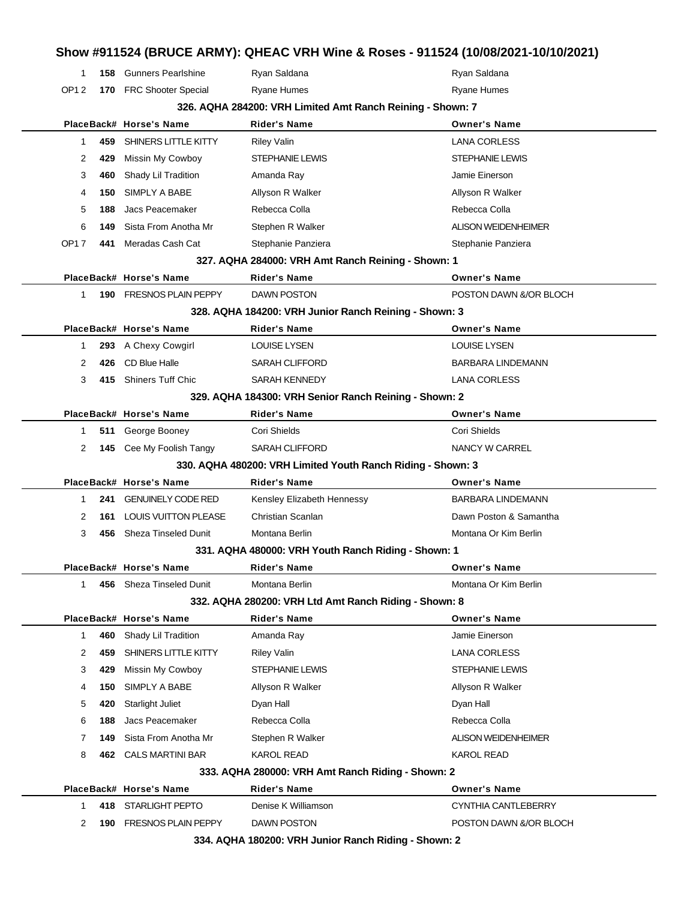# Show #911524 (BRUCE ARMY): QHEAC VRH Wine & Roses - 911524 (10/08/2021-10/10/2021)

| Place | Back# | Horse's Name | Rider's Name | Owner's Name |
|---|---|---|---|---|
| 1 | 158 | Gunners Pearlshine | Ryan Saldana | Ryan Saldana |
| OP1 2 | 170 | FRC Shooter Special | Ryane Humes | Ryane Humes |

### 326. AQHA 284200: VRH Limited Amt Ranch Reining - Shown: 7

| Place | Back# | Horse's Name | Rider's Name | Owner's Name |
|---|---|---|---|---|
| 1 | 459 | SHINERS LITTLE KITTY | Riley Valin | LANA CORLESS |
| 2 | 429 | Missin My Cowboy | STEPHANIE LEWIS | STEPHANIE LEWIS |
| 3 | 460 | Shady Lil Tradition | Amanda Ray | Jamie Einerson |
| 4 | 150 | SIMPLY A BABE | Allyson R Walker | Allyson R Walker |
| 5 | 188 | Jacs Peacemaker | Rebecca Colla | Rebecca Colla |
| 6 | 149 | Sista From Anotha Mr | Stephen R Walker | ALISON WEIDENHEIMER |
| OP1 7 | 441 | Meradas Cash Cat | Stephanie Panziera | Stephanie Panziera |

### 327. AQHA 284000: VRH Amt Ranch Reining - Shown: 1

| Place | Back# | Horse's Name | Rider's Name | Owner's Name |
|---|---|---|---|---|
| 1 | 190 | FRESNOS PLAIN PEPPY | DAWN POSTON | POSTON DAWN &/OR BLOCH |

### 328. AQHA 184200: VRH Junior Ranch Reining - Shown: 3

| Place | Back# | Horse's Name | Rider's Name | Owner's Name |
|---|---|---|---|---|
| 1 | 293 | A Chexy Cowgirl | LOUISE LYSEN | LOUISE LYSEN |
| 2 | 426 | CD Blue Halle | SARAH CLIFFORD | BARBARA LINDEMANN |
| 3 | 415 | Shiners Tuff Chic | SARAH KENNEDY | LANA CORLESS |

### 329. AQHA 184300: VRH Senior Ranch Reining - Shown: 2

| Place | Back# | Horse's Name | Rider's Name | Owner's Name |
|---|---|---|---|---|
| 1 | 511 | George Booney | Cori Shields | Cori Shields |
| 2 | 145 | Cee My Foolish Tangy | SARAH CLIFFORD | NANCY W CARREL |

### 330. AQHA 480200: VRH Limited Youth Ranch Riding - Shown: 3

| Place | Back# | Horse's Name | Rider's Name | Owner's Name |
|---|---|---|---|---|
| 1 | 241 | GENUINELY CODE RED | Kensley Elizabeth Hennessy | BARBARA LINDEMANN |
| 2 | 161 | LOUIS VUITTON PLEASE | Christian Scanlan | Dawn Poston & Samantha |
| 3 | 456 | Sheza Tinseled Dunit | Montana Berlin | Montana Or Kim Berlin |

### 331. AQHA 480000: VRH Youth Ranch Riding - Shown: 1

| Place | Back# | Horse's Name | Rider's Name | Owner's Name |
|---|---|---|---|---|
| 1 | 456 | Sheza Tinseled Dunit | Montana Berlin | Montana Or Kim Berlin |

### 332. AQHA 280200: VRH Ltd Amt Ranch Riding - Shown: 8

| Place | Back# | Horse's Name | Rider's Name | Owner's Name |
|---|---|---|---|---|
| 1 | 460 | Shady Lil Tradition | Amanda Ray | Jamie Einerson |
| 2 | 459 | SHINERS LITTLE KITTY | Riley Valin | LANA CORLESS |
| 3 | 429 | Missin My Cowboy | STEPHANIE LEWIS | STEPHANIE LEWIS |
| 4 | 150 | SIMPLY A BABE | Allyson R Walker | Allyson R Walker |
| 5 | 420 | Starlight Juliet | Dyan Hall | Dyan Hall |
| 6 | 188 | Jacs Peacemaker | Rebecca Colla | Rebecca Colla |
| 7 | 149 | Sista From Anotha Mr | Stephen R Walker | ALISON WEIDENHEIMER |
| 8 | 462 | CALS MARTINI BAR | KAROL READ | KAROL READ |

### 333. AQHA 280000: VRH Amt Ranch Riding - Shown: 2

| Place | Back# | Horse's Name | Rider's Name | Owner's Name |
|---|---|---|---|---|
| 1 | 418 | STARLIGHT PEPTO | Denise K Williamson | CYNTHIA CANTLEBERRY |
| 2 | 190 | FRESNOS PLAIN PEPPY | DAWN POSTON | POSTON DAWN &/OR BLOCH |

### 334. AQHA 180200: VRH Junior Ranch Riding - Shown: 2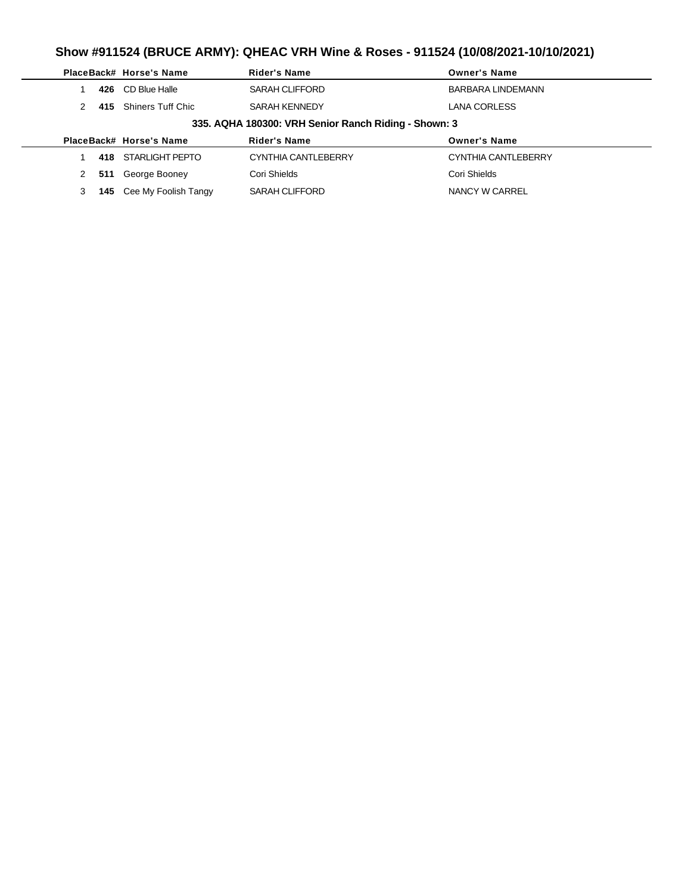# Show #911524 (BRUCE ARMY): QHEAC VRH Wine & Roses - 911524 (10/08/2021-10/10/2021)

| Place | Back# | Horse's Name | Rider's Name | Owner's Name |
|---|---|---|---|---|
| 1 | **426** | CD Blue Halle | SARAH CLIFFORD | BARBARA LINDEMANN |
| 2 | **415** | Shiners Tuff Chic | SARAH KENNEDY | LANA CORLESS |

### 335. AQHA 180300: VRH Senior Ranch Riding - Shown: 3

| Place | Back# | Horse's Name | Rider's Name | Owner's Name |
|---|---|---|---|---|
| 1 | **418** | STARLIGHT PEPTO | CYNTHIA CANTLEBERRY | CYNTHIA CANTLEBERRY |
| 2 | **511** | George Booney | Cori Shields | Cori Shields |
| 3 | **145** | Cee My Foolish Tangy | SARAH CLIFFORD | NANCY W CARREL |